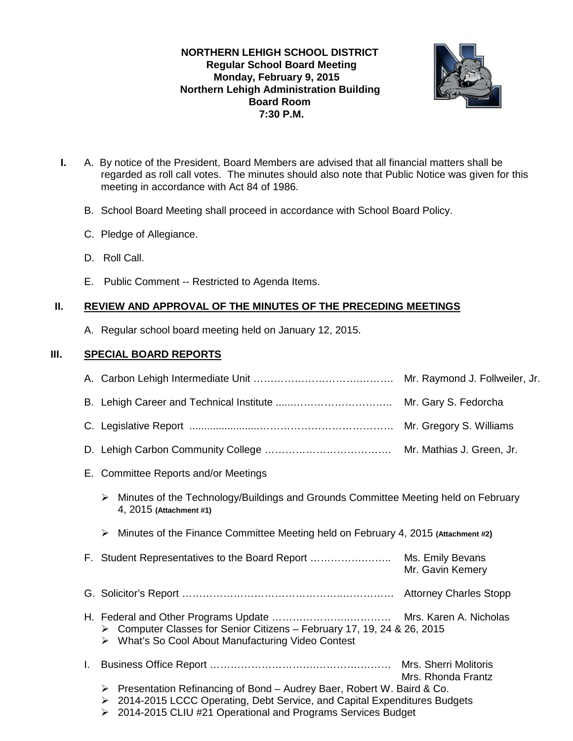**NORTHERN LEHIGH SCHOOL DISTRICT**
**Regular School Board Meeting**
**Monday, February 9, 2015**
**Northern Lehigh Administration Building**
**Board Room**
**7:30 P.M.**

**I.** A. By notice of the President, Board Members are advised that all financial matters shall be regarded as roll call votes. The minutes should also note that Public Notice was given for this meeting in accordance with Act 84 of 1986.

B. School Board Meeting shall proceed in accordance with School Board Policy.

C. Pledge of Allegiance.

D. Roll Call.

E. Public Comment -- Restricted to Agenda Items.

## II. REVIEW AND APPROVAL OF THE MINUTES OF THE PRECEDING MEETINGS

A. Regular school board meeting held on January 12, 2015.

## III. SPECIAL BOARD REPORTS

A. Carbon Lehigh Intermediate Unit …………………………………… Mr. Raymond J. Follweiler, Jr.

B. Lehigh Career and Technical Institute ......………………………….. Mr. Gary S. Fedorcha

C. Legislative Report .......................………………………………… Mr. Gregory S. Williams

D. Lehigh Carbon Community College ………………………………. Mr. Mathias J. Green, Jr.

E. Committee Reports and/or Meetings

- Minutes of the Technology/Buildings and Grounds Committee Meeting held on February 4, 2015 **(Attachment #1)**
- Minutes of the Finance Committee Meeting held on February 4, 2015 **(Attachment #2)**

F. Student Representatives to the Board Report …………………… Ms. Emily Bevans
Mr. Gavin Kemery

G. Solicitor's Report ……………………………………….…………… Attorney Charles Stopp

H. Federal and Other Programs Update ……………….…..………… Mrs. Karen A. Nicholas

- Computer Classes for Senior Citizens – February 17, 19, 24 & 26, 2015
- What's So Cool About Manufacturing Video Contest

I. Business Office Report ……………………………………………… Mrs. Sherri Molitoris
Mrs. Rhonda Frantz

- Presentation Refinancing of Bond – Audrey Baer, Robert W. Baird & Co.
- 2014-2015 LCCC Operating, Debt Service, and Capital Expenditures Budgets
- 2014-2015 CLIU #21 Operational and Programs Services Budget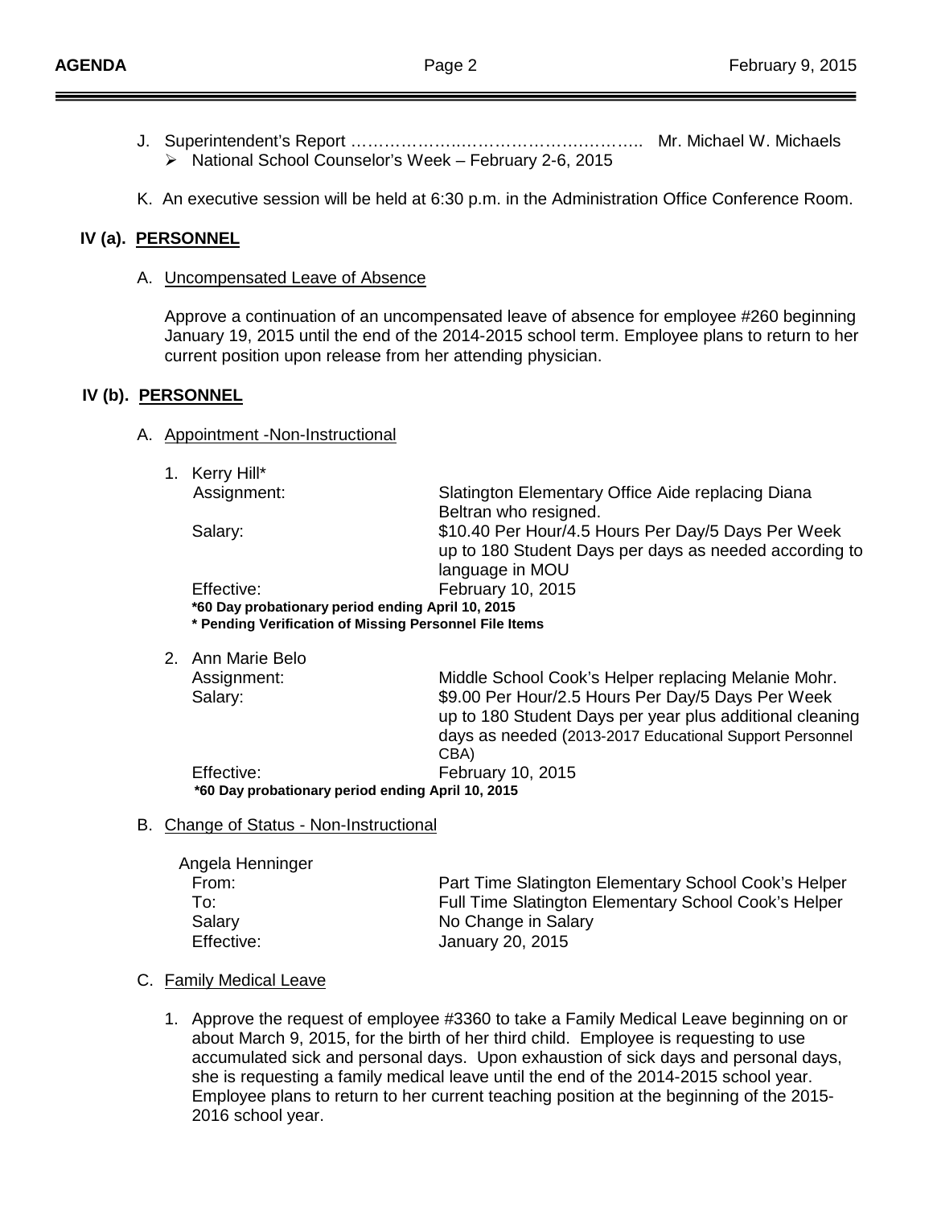J. Superintendent's Report …………………………………………….. Mr. Michael W. Michaels

- National School Counselor's Week – February 2-6, 2015

K. An executive session will be held at 6:30 p.m. in the Administration Office Conference Room.

## IV (a). PERSONNEL

A. Uncompensated Leave of Absence

Approve a continuation of an uncompensated leave of absence for employee #260 beginning January 19, 2015 until the end of the 2014-2015 school term. Employee plans to return to her current position upon release from her attending physician.

## IV (b). PERSONNEL

A. Appointment -Non-Instructional

1. Kerry Hill*

| | |
|---|---|
| Assignment: | Slatington Elementary Office Aide replacing Diana Beltran who resigned. |
| Salary: | $10.40 Per Hour/4.5 Hours Per Day/5 Days Per Week up to 180 Student Days per days as needed according to language in MOU |
| Effective: | February 10, 2015 |

**\*60 Day probationary period ending April 10, 2015**
**\* Pending Verification of Missing Personnel File Items**

2. Ann Marie Belo

| | |
|---|---|
| Assignment: | Middle School Cook's Helper replacing Melanie Mohr. |
| Salary: | $9.00 Per Hour/2.5 Hours Per Day/5 Days Per Week up to 180 Student Days per year plus additional cleaning days as needed (2013-2017 Educational Support Personnel CBA) |
| Effective: | February 10, 2015 |

**\*60 Day probationary period ending April 10, 2015**

B. Change of Status - Non-Instructional

Angela Henninger

| | |
|---|---|
| From: | Part Time Slatington Elementary School Cook's Helper |
| To: | Full Time Slatington Elementary School Cook's Helper |
| Salary | No Change in Salary |
| Effective: | January 20, 2015 |

C. Family Medical Leave

1. Approve the request of employee #3360 to take a Family Medical Leave beginning on or about March 9, 2015, for the birth of her third child. Employee is requesting to use accumulated sick and personal days. Upon exhaustion of sick days and personal days, she is requesting a family medical leave until the end of the 2014-2015 school year. Employee plans to return to her current teaching position at the beginning of the 2015-2016 school year.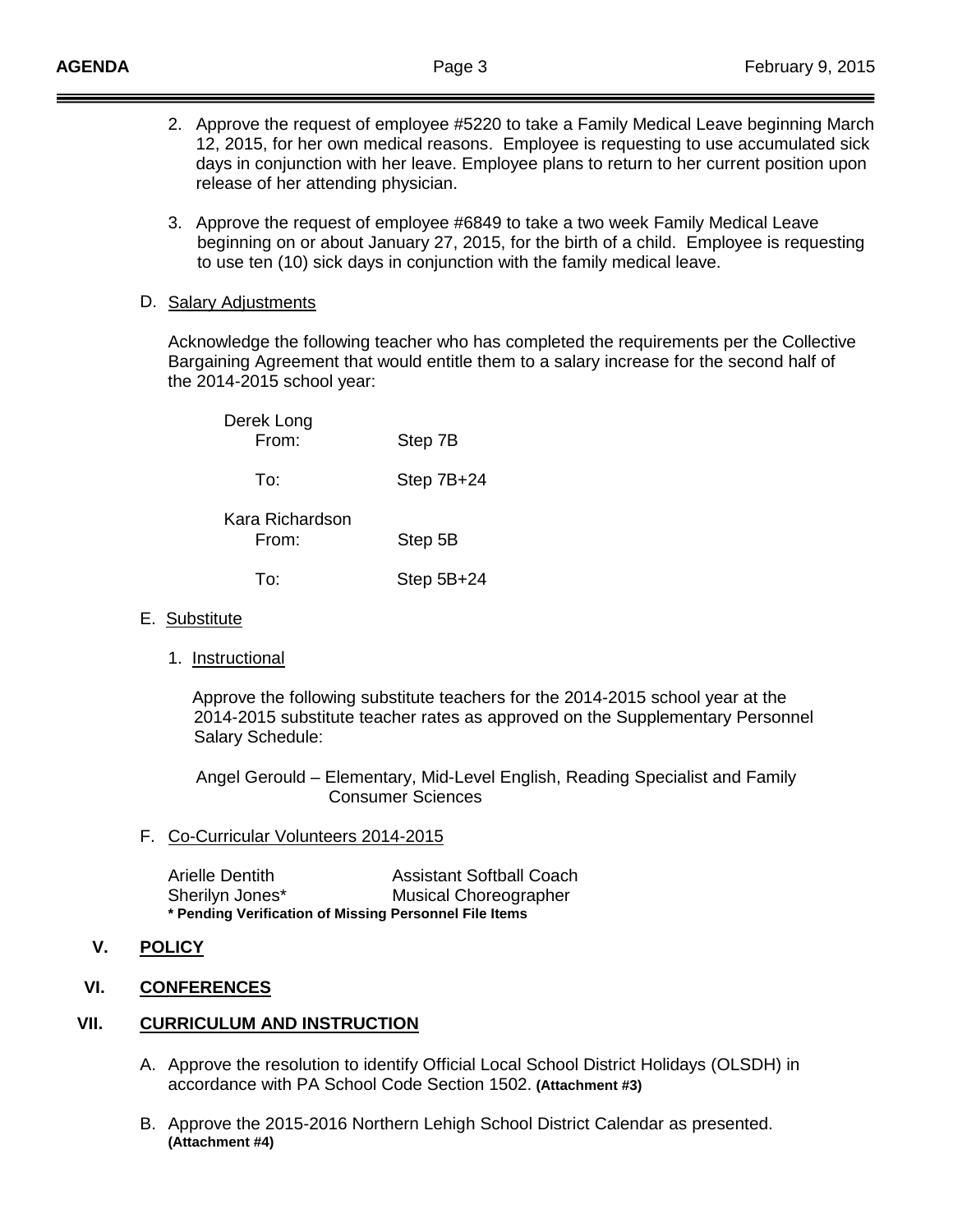2. Approve the request of employee #5220 to take a Family Medical Leave beginning March 12, 2015, for her own medical reasons. Employee is requesting to use accumulated sick days in conjunction with her leave. Employee plans to return to her current position upon release of her attending physician.

3. Approve the request of employee #6849 to take a two week Family Medical Leave beginning on or about January 27, 2015, for the birth of a child. Employee is requesting to use ten (10) sick days in conjunction with the family medical leave.

D. Salary Adjustments

Acknowledge the following teacher who has completed the requirements per the Collective Bargaining Agreement that would entitle them to a salary increase for the second half of the 2014-2015 school year:

Derek Long
- From: Step 7B
- To: Step 7B+24

Kara Richardson
- From: Step 5B
- To: Step 5B+24

E. Substitute

1. Instructional

   Approve the following substitute teachers for the 2014-2015 school year at the 2014-2015 substitute teacher rates as approved on the Supplementary Personnel Salary Schedule:

   Angel Gerould – Elementary, Mid-Level English, Reading Specialist and Family Consumer Sciences

F. Co-Curricular Volunteers 2014-2015

| | |
|---|---|
| Arielle Dentith | Assistant Softball Coach |
| Sherilyn Jones* | Musical Choreographer |

**\* Pending Verification of Missing Personnel File Items**

## V. POLICY

## VI. CONFERENCES

## VII. CURRICULUM AND INSTRUCTION

A. Approve the resolution to identify Official Local School District Holidays (OLSDH) in accordance with PA School Code Section 1502. **(Attachment #3)**

B. Approve the 2015-2016 Northern Lehigh School District Calendar as presented. **(Attachment #4)**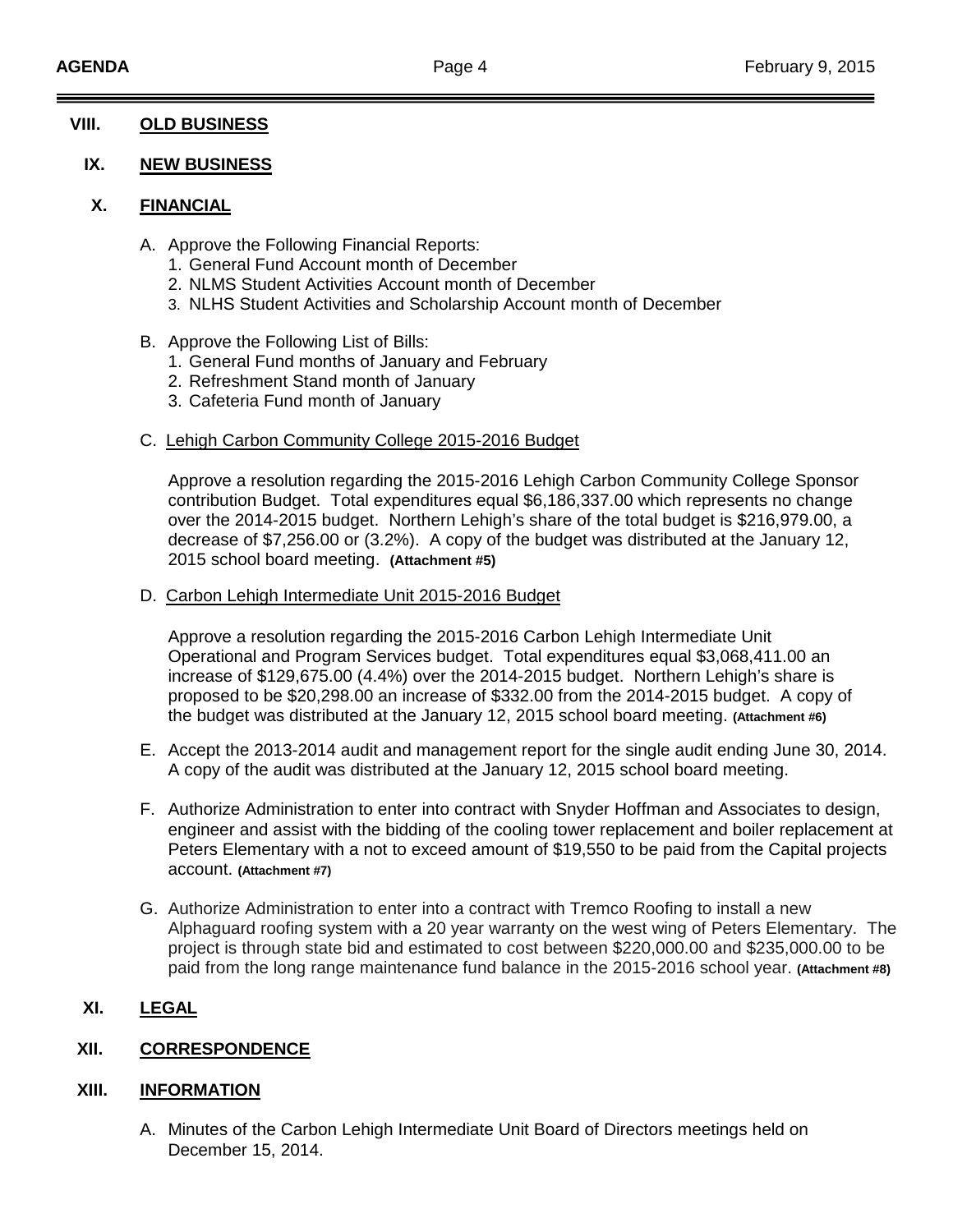## VIII. OLD BUSINESS

## IX. NEW BUSINESS

## X. FINANCIAL

A. Approve the Following Financial Reports:
   1. General Fund Account month of December
   2. NLMS Student Activities Account month of December
   3. NLHS Student Activities and Scholarship Account month of December

B. Approve the Following List of Bills:
   1. General Fund months of January and February
   2. Refreshment Stand month of January
   3. Cafeteria Fund month of January

C. Lehigh Carbon Community College 2015-2016 Budget

   Approve a resolution regarding the 2015-2016 Lehigh Carbon Community College Sponsor contribution Budget. Total expenditures equal $6,186,337.00 which represents no change over the 2014-2015 budget. Northern Lehigh's share of the total budget is $216,979.00, a decrease of $7,256.00 or (3.2%). A copy of the budget was distributed at the January 12, 2015 school board meeting. **(Attachment #5)**

D. Carbon Lehigh Intermediate Unit 2015-2016 Budget

   Approve a resolution regarding the 2015-2016 Carbon Lehigh Intermediate Unit Operational and Program Services budget. Total expenditures equal $3,068,411.00 an increase of $129,675.00 (4.4%) over the 2014-2015 budget. Northern Lehigh's share is proposed to be $20,298.00 an increase of $332.00 from the 2014-2015 budget. A copy of the budget was distributed at the January 12, 2015 school board meeting. **(Attachment #6)**

E. Accept the 2013-2014 audit and management report for the single audit ending June 30, 2014. A copy of the audit was distributed at the January 12, 2015 school board meeting.

F. Authorize Administration to enter into contract with Snyder Hoffman and Associates to design, engineer and assist with the bidding of the cooling tower replacement and boiler replacement at Peters Elementary with a not to exceed amount of $19,550 to be paid from the Capital projects account. **(Attachment #7)**

G. Authorize Administration to enter into a contract with Tremco Roofing to install a new Alphaguard roofing system with a 20 year warranty on the west wing of Peters Elementary. The project is through state bid and estimated to cost between $220,000.00 and $235,000.00 to be paid from the long range maintenance fund balance in the 2015-2016 school year. **(Attachment #8)**

## XI. LEGAL

## XII. CORRESPONDENCE

## XIII. INFORMATION

A. Minutes of the Carbon Lehigh Intermediate Unit Board of Directors meetings held on December 15, 2014.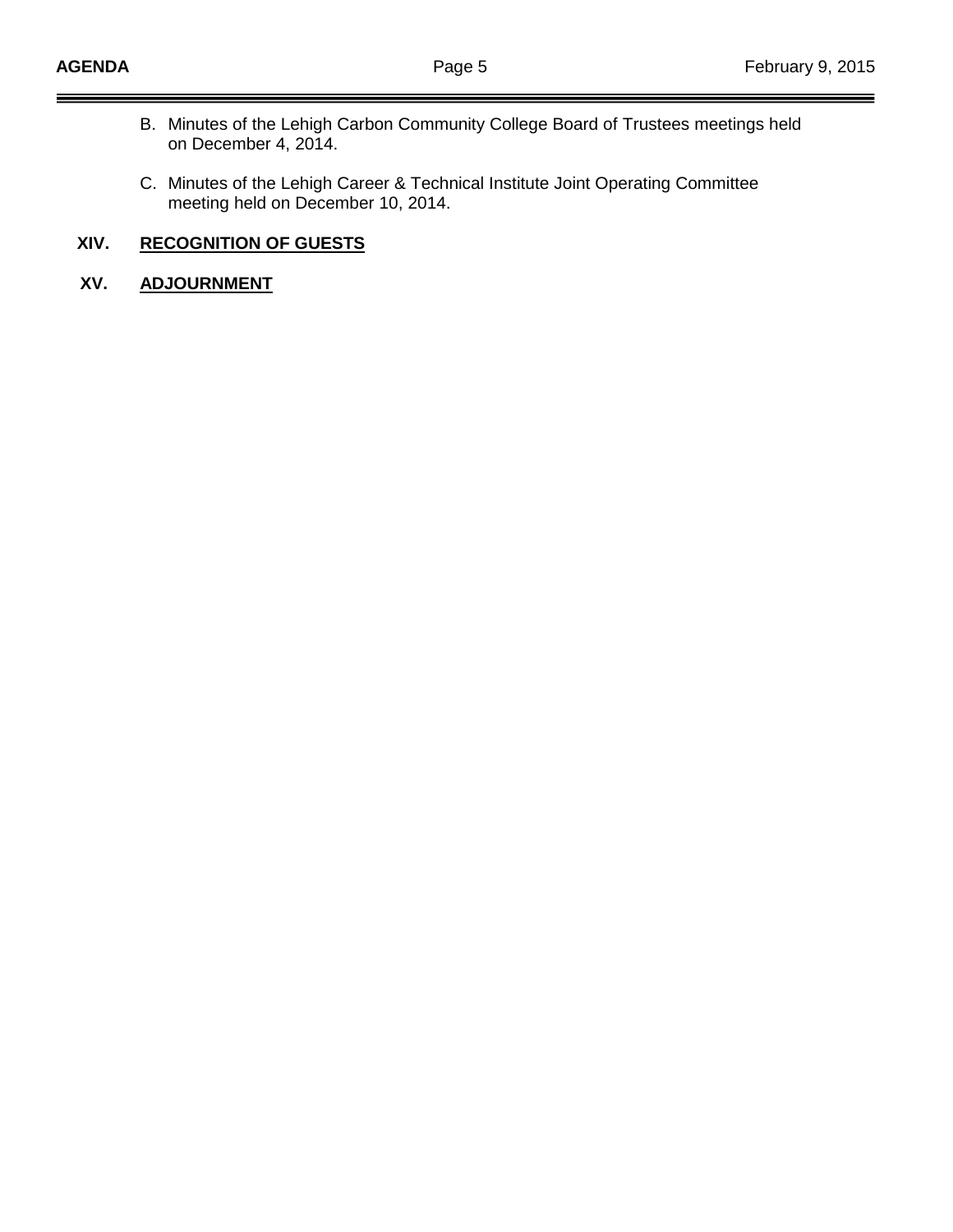B. Minutes of the Lehigh Carbon Community College Board of Trustees meetings held on December 4, 2014.

C. Minutes of the Lehigh Career & Technical Institute Joint Operating Committee meeting held on December 10, 2014.

**XIV. <u>RECOGNITION OF GUESTS</u>**

**XV. <u>ADJOURNMENT</u>**